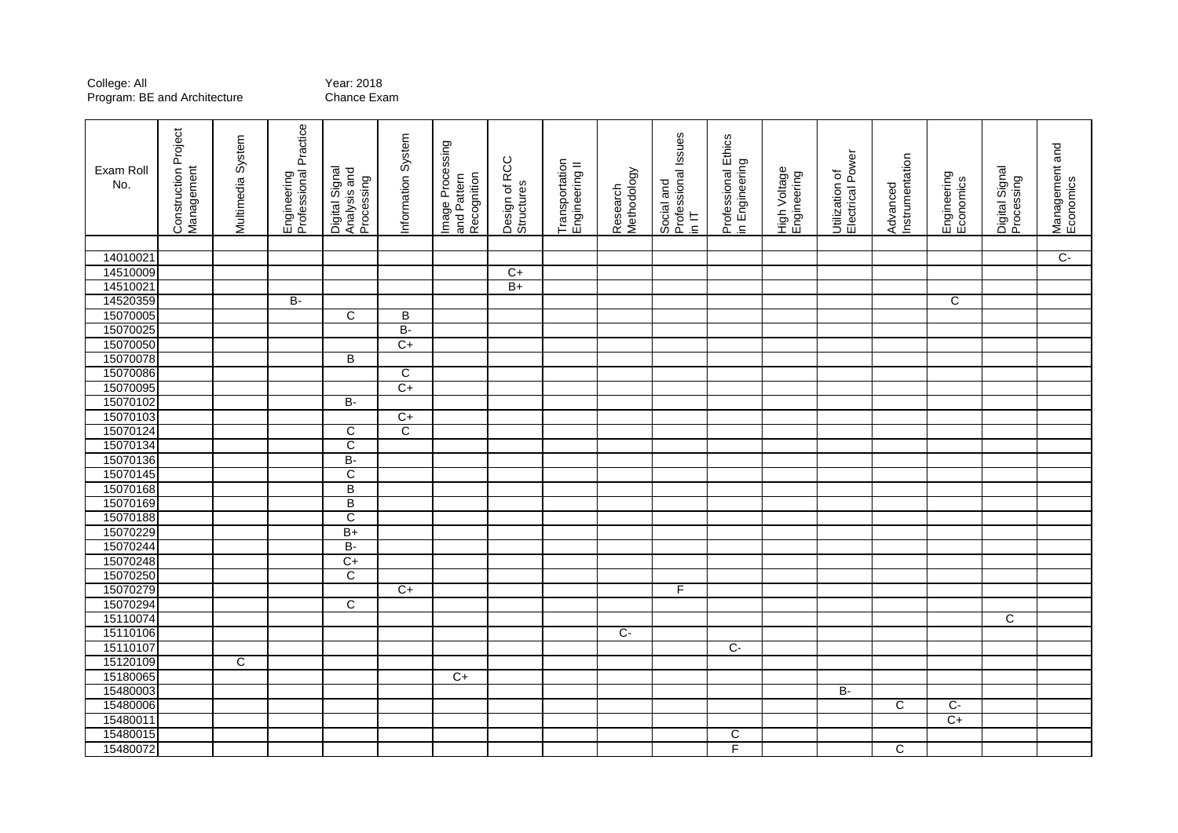College: All
Program: BE and Architecture

Year: 2018
Chance Exam

| Exam Roll No. | Construction Project Management | Multimedia System | Engineering Professional Practice | Digital Signal Analysis and Processing | Information System | Image Processing and Pattern Recognition | Design of RCC Structures | Transportation Engineering II | Research Methodology | Social and Professional Issues in IT | Professional Ethics in Engineering | High Voltage Engineering | Utilization of Electrical Power | Advanced Instrumentation | Engineering Economics | Digital Signal Processing | Management and Economics |
|---|---|---|---|---|---|---|---|---|---|---|---|---|---|---|---|---|---|
| 14010021 | | | | | | | | | | | | | | | | | C- |
| 14510009 | | | | | | | C+ | | | | | | | | | | |
| 14510021 | | | | | | | B+ | | | | | | | | | | |
| 14520359 | | | B- | | | | | | | | | | | | C | | |
| 15070005 | | | | C | B | | | | | | | | | | | | |
| 15070025 | | | | | B- | | | | | | | | | | | | |
| 15070050 | | | | | C+ | | | | | | | | | | | | |
| 15070078 | | | | B | | | | | | | | | | | | | |
| 15070086 | | | | | C | | | | | | | | | | | | |
| 15070095 | | | | | C+ | | | | | | | | | | | | |
| 15070102 | | | | B- | | | | | | | | | | | | | |
| 15070103 | | | | | C+ | | | | | | | | | | | | |
| 15070124 | | | | C | C | | | | | | | | | | | | |
| 15070134 | | | | C | | | | | | | | | | | | | |
| 15070136 | | | | B- | | | | | | | | | | | | | |
| 15070145 | | | | C | | | | | | | | | | | | | |
| 15070168 | | | | B | | | | | | | | | | | | | |
| 15070169 | | | | B | | | | | | | | | | | | | |
| 15070188 | | | | C | | | | | | | | | | | | | |
| 15070229 | | | | B+ | | | | | | | | | | | | | |
| 15070244 | | | | B- | | | | | | | | | | | | | |
| 15070248 | | | | C+ | | | | | | | | | | | | | |
| 15070250 | | | | C | | | | | | | | | | | | | |
| 15070279 | | | | | C+ | | | | | F | | | | | | | |
| 15070294 | | | | C | | | | | | | | | | | | | |
| 15110074 | | | | | | | | | | | | | | | | C | |
| 15110106 | | | | | | | | | C- | | | | | | | | |
| 15110107 | | | | | | | | | | | C- | | | | | | |
| 15120109 | | C | | | | | | | | | | | | | | | |
| 15180065 | | | | | | C+ | | | | | | | | | | | |
| 15480003 | | | | | | | | | | | | | B- | | | | |
| 15480006 | | | | | | | | | | | | | | C | C- | | |
| 15480011 | | | | | | | | | | | | | | | C+ | | |
| 15480015 | | | | | | | | | | | C | | | | | | |
| 15480072 | | | | | | | | | | | F | | | C | | | |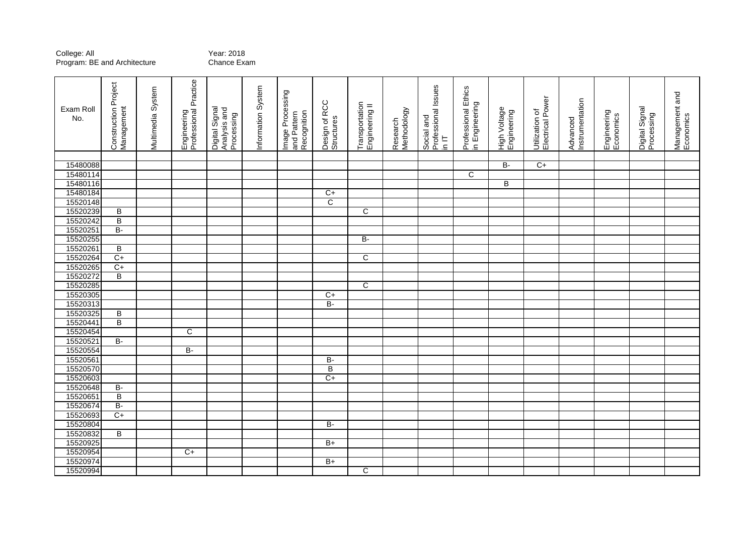College: All
Program: BE and Architecture

Year: 2018
Chance Exam

| Exam Roll No. | Construction Project Management | Multimedia System | Engineering Professional Practice | Digital Signal Analysis and Processing | Information System | Image Processing and Pattern Recognition | Design of RCC Structures | Transportation Engineering II | Research Methodology | Social and Professional Issues in IT | Professional Ethics in Engineering | High Voltage Engineering | Utilization of Electrical Power | Advanced Instrumentation | Engineering Economics | Digital Signal Processing | Management and Economics |
|---|---|---|---|---|---|---|---|---|---|---|---|---|---|---|---|---|---|
| 15480088 | | | | | | | | | | | | B- | C+ | | | | |
| 15480114 | | | | | | | | | | | C | | | | | | |
| 15480116 | | | | | | | | | | | | B | | | | | |
| 15480184 | | | | | | | C+ | | | | | | | | | | |
| 15520148 | | | | | | | C | | | | | | | | | | |
| 15520239 | B | | | | | | | C | | | | | | | | | |
| 15520242 | B | | | | | | | | | | | | | | | | |
| 15520251 | B- | | | | | | | | | | | | | | | | |
| 15520255 | | | | | | | | B- | | | | | | | | | |
| 15520261 | B | | | | | | | | | | | | | | | | |
| 15520264 | C+ | | | | | | | C | | | | | | | | | |
| 15520265 | C+ | | | | | | | | | | | | | | | | |
| 15520272 | B | | | | | | | | | | | | | | | | |
| 15520285 | | | | | | | | C | | | | | | | | | |
| 15520305 | | | | | | | C+ | | | | | | | | | | |
| 15520313 | | | | | | | B- | | | | | | | | | | |
| 15520325 | B | | | | | | | | | | | | | | | | |
| 15520441 | B | | | | | | | | | | | | | | | | |
| 15520454 | | | C | | | | | | | | | | | | | | |
| 15520521 | B- | | | | | | | | | | | | | | | | |
| 15520554 | | | B- | | | | | | | | | | | | | | |
| 15520561 | | | | | | | B- | | | | | | | | | | |
| 15520570 | | | | | | | B | | | | | | | | | | |
| 15520603 | | | | | | | C+ | | | | | | | | | | |
| 15520648 | B- | | | | | | | | | | | | | | | | |
| 15520651 | B | | | | | | | | | | | | | | | | |
| 15520674 | B- | | | | | | | | | | | | | | | | |
| 15520693 | C+ | | | | | | | | | | | | | | | | |
| 15520804 | | | | | | | B- | | | | | | | | | | |
| 15520832 | B | | | | | | | | | | | | | | | | |
| 15520925 | | | | | | | B+ | | | | | | | | | | |
| 15520954 | | | C+ | | | | | | | | | | | | | | |
| 15520974 | | | | | | | B+ | | | | | | | | | | |
| 15520994 | | | | | | | | C | | | | | | | | | |